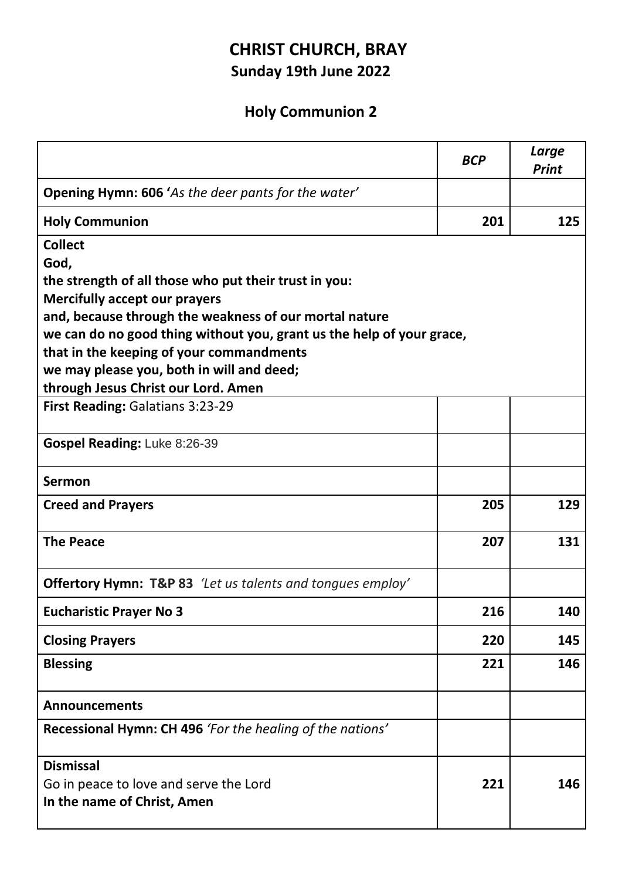# CHRIST CHURCH, BRAY

## Sunday 19th June 2022

## Holy Communion 2

| | *BCP* | *Large Print* |
|---|---|---|
| **Opening Hymn: 606 '***As the deer pants for the water'* | | |
| **Holy Communion** | **201** | **125** |
| **Collect**<br>**God,**<br>**the strength of all those who put their trust in you:**<br>**Mercifully accept our prayers**<br>**and, because through the weakness of our mortal nature**<br>**we can do no good thing without you, grant us the help of your grace,**<br>**that in the keeping of your commandments**<br>**we may please you, both in will and deed;**<br>**through Jesus Christ our Lord. Amen** | | |
| **First Reading:** Galatians 3:23-29 | | |
| **Gospel Reading:** Luke 8:26-39 | | |
| **Sermon** | | |
| **Creed and Prayers** | **205** | **129** |
| **The Peace** | **207** | **131** |
| **Offertory Hymn: T&P 83** *'Let us talents and tongues employ'* | | |
| **Eucharistic Prayer No 3** | **216** | **140** |
| **Closing Prayers** | **220** | **145** |
| **Blessing** | **221** | **146** |
| **Announcements** | | |
| **Recessional Hymn: CH 496** *'For the healing of the nations'* | | |
| **Dismissal**<br>Go in peace to love and serve the Lord<br>**In the name of Christ, Amen** | **221** | **146** |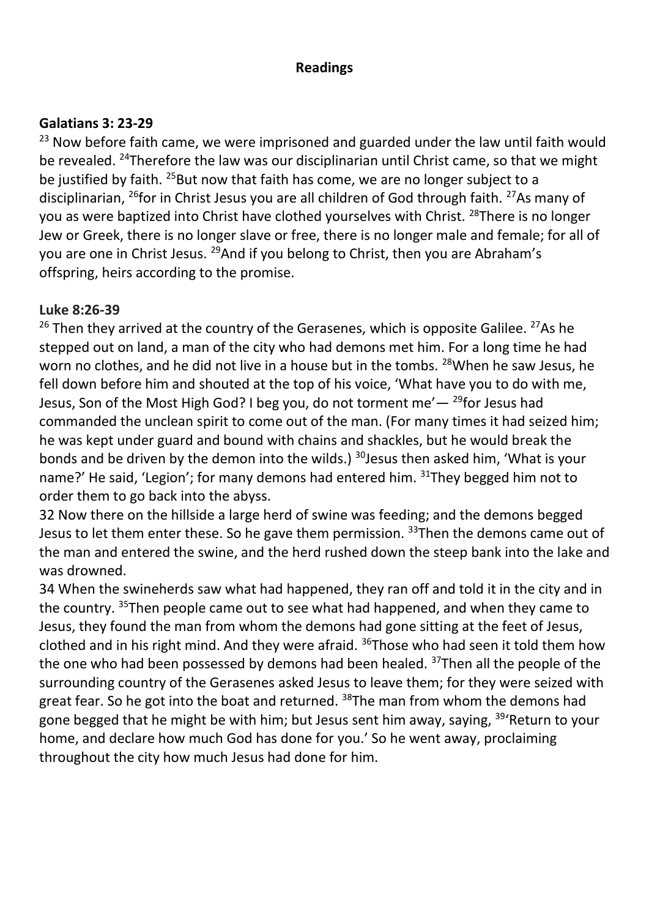**Readings**

**Galatians 3: 23-29**

[23] Now before faith came, we were imprisoned and guarded under the law until faith would be revealed. [24]Therefore the law was our disciplinarian until Christ came, so that we might be justified by faith. [25]But now that faith has come, we are no longer subject to a disciplinarian, [26]for in Christ Jesus you are all children of God through faith. [27]As many of you as were baptized into Christ have clothed yourselves with Christ. [28]There is no longer Jew or Greek, there is no longer slave or free, there is no longer male and female; for all of you are one in Christ Jesus. [29]And if you belong to Christ, then you are Abraham's offspring, heirs according to the promise.

**Luke 8:26-39**

[26] Then they arrived at the country of the Gerasenes, which is opposite Galilee. [27]As he stepped out on land, a man of the city who had demons met him. For a long time he had worn no clothes, and he did not live in a house but in the tombs. [28]When he saw Jesus, he fell down before him and shouted at the top of his voice, 'What have you to do with me, Jesus, Son of the Most High God? I beg you, do not torment me'— [29]for Jesus had commanded the unclean spirit to come out of the man. (For many times it had seized him; he was kept under guard and bound with chains and shackles, but he would break the bonds and be driven by the demon into the wilds.) [30]Jesus then asked him, 'What is your name?' He said, 'Legion'; for many demons had entered him. [31]They begged him not to order them to go back into the abyss.

32 Now there on the hillside a large herd of swine was feeding; and the demons begged Jesus to let them enter these. So he gave them permission. [33]Then the demons came out of the man and entered the swine, and the herd rushed down the steep bank into the lake and was drowned.

34 When the swineherds saw what had happened, they ran off and told it in the city and in the country. [35]Then people came out to see what had happened, and when they came to Jesus, they found the man from whom the demons had gone sitting at the feet of Jesus, clothed and in his right mind. And they were afraid. [36]Those who had seen it told them how the one who had been possessed by demons had been healed. [37]Then all the people of the surrounding country of the Gerasenes asked Jesus to leave them; for they were seized with great fear. So he got into the boat and returned. [38]The man from whom the demons had gone begged that he might be with him; but Jesus sent him away, saying, [39]'Return to your home, and declare how much God has done for you.' So he went away, proclaiming throughout the city how much Jesus had done for him.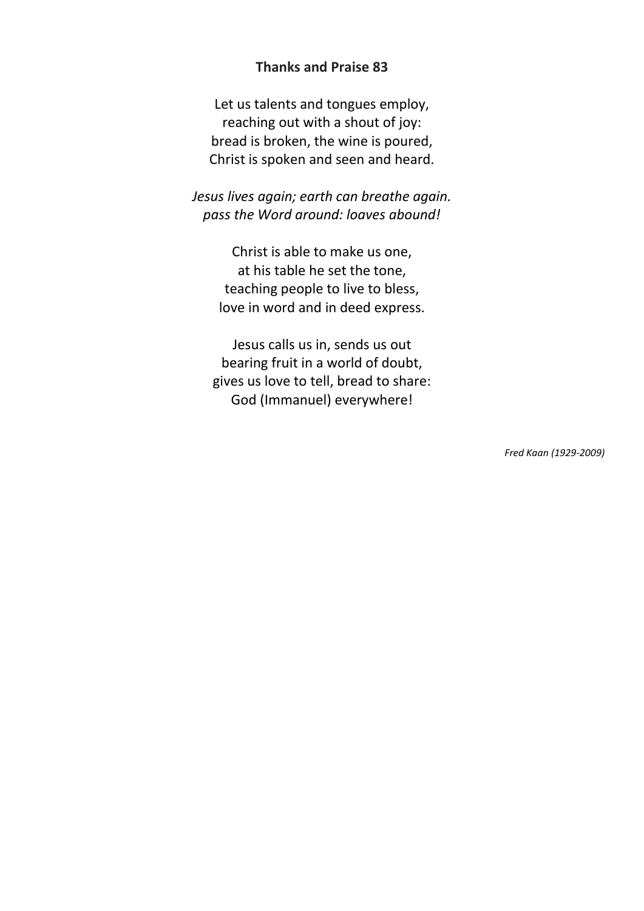**Thanks and Praise 83**

Let us talents and tongues employ,  
reaching out with a shout of joy:  
bread is broken, the wine is poured,  
Christ is spoken and seen and heard.

*Jesus lives again; earth can breathe again.*  
*pass the Word around: loaves abound!*

Christ is able to make us one,  
at his table he set the tone,  
teaching people to live to bless,  
love in word and in deed express.

Jesus calls us in, sends us out  
bearing fruit in a world of doubt,  
gives us love to tell, bread to share:  
God (Immanuel) everywhere!

*Fred Kaan (1929-2009)*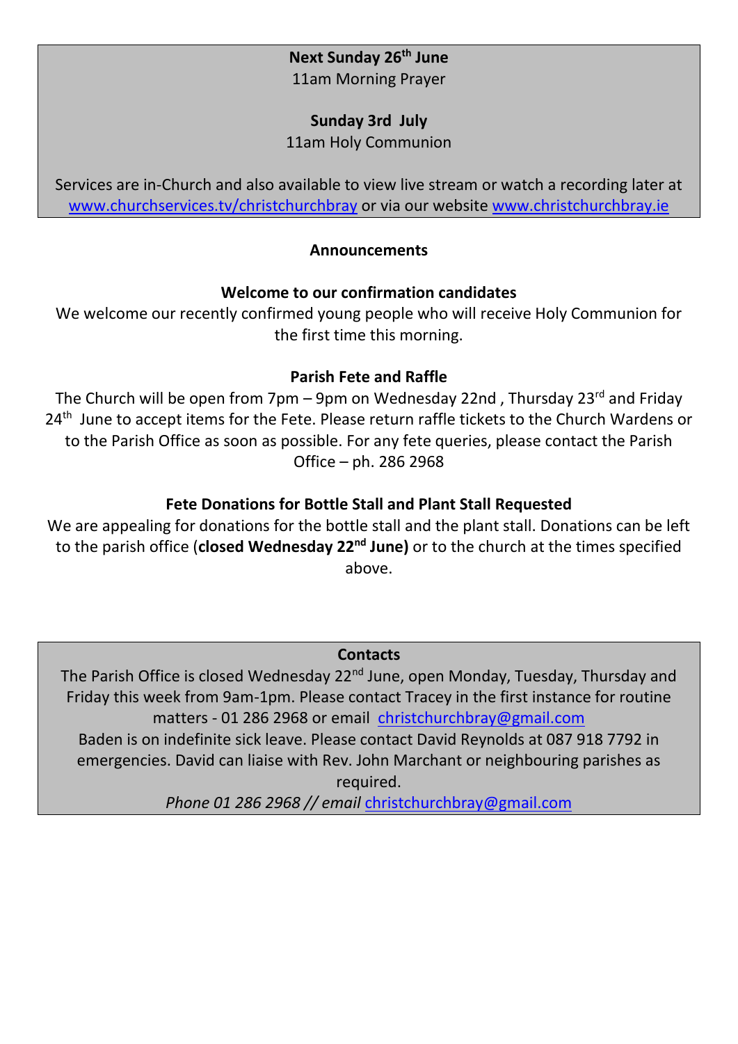**Next Sunday 26th June**
11am Morning Prayer

**Sunday 3rd July**
11am Holy Communion

Services are in-Church and also available to view live stream or watch a recording later at www.churchservices.tv/christchurchbray or via our website www.christchurchbray.ie

## Announcements

### Welcome to our confirmation candidates

We welcome our recently confirmed young people who will receive Holy Communion for the first time this morning.

### Parish Fete and Raffle

The Church will be open from 7pm – 9pm on Wednesday 22nd , Thursday 23rd and Friday 24th June to accept items for the Fete. Please return raffle tickets to the Church Wardens or to the Parish Office as soon as possible. For any fete queries, please contact the Parish Office – ph. 286 2968

### Fete Donations for Bottle Stall and Plant Stall Requested

We are appealing for donations for the bottle stall and the plant stall. Donations can be left to the parish office (**closed Wednesday 22nd June)** or to the church at the times specified above.

### Contacts

The Parish Office is closed Wednesday 22nd June, open Monday, Tuesday, Thursday and Friday this week from 9am-1pm. Please contact Tracey in the first instance for routine matters - 01 286 2968 or email christchurchbray@gmail.com
Baden is on indefinite sick leave. Please contact David Reynolds at 087 918 7792 in emergencies. David can liaise with Rev. John Marchant or neighbouring parishes as required.
*Phone 01 286 2968 // email* christchurchbray@gmail.com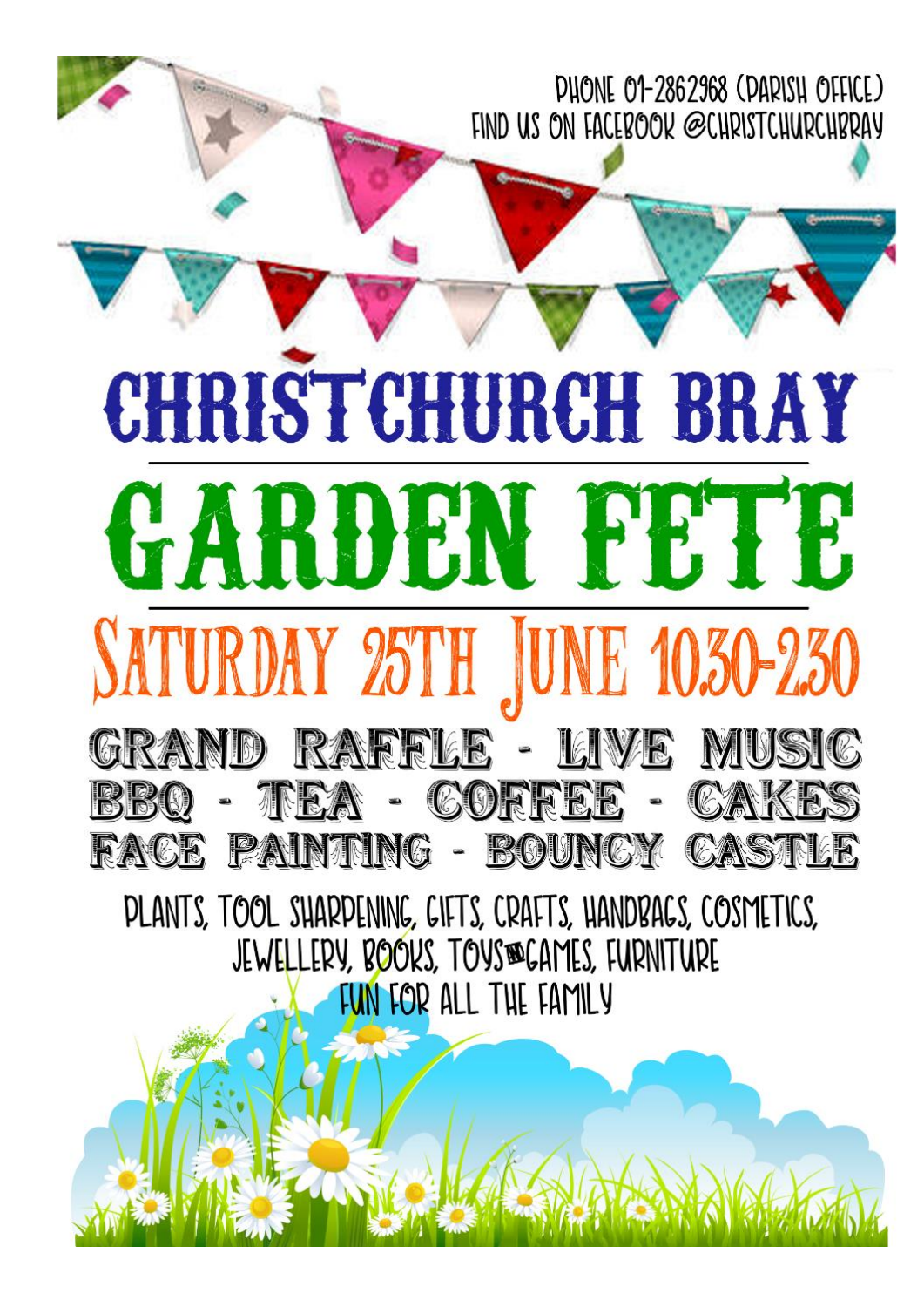PHONE 01-2862968 (PARISH OFFICE)
FIND US ON FACEBOOK @CHRISTCHURCHBRAY

# CHRISTCHURCH BRAY

# GARDEN FETE

## SATURDAY 25TH JUNE 10.30-2.30

**GRAND RAFFLE - LIVE MUSIC**
**BBQ - TEA - COFFEE - CAKES**
**FACE PAINTING - BOUNCY CASTLE**

PLANTS, TOOL SHARPENING, GIFTS, CRAFTS, HANDBAGS, COSMETICS, JEWELLERY, BOOKS, TOYS AND GAMES, FURNITURE

FUN FOR ALL THE FAMILY